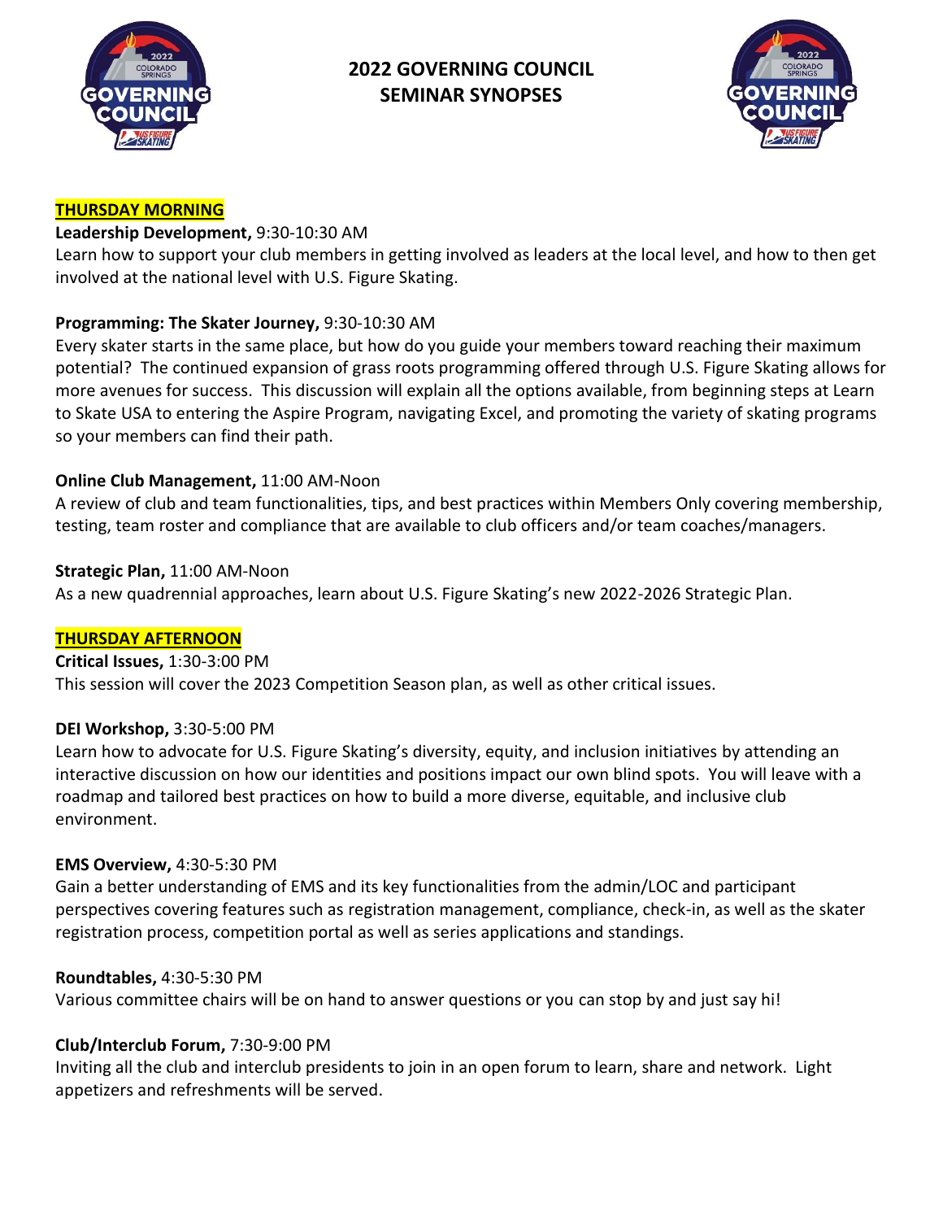# 2022 GOVERNING COUNCIL SEMINAR SYNOPSES

## THURSDAY MORNING

**Leadership Development,** 9:30-10:30 AM
Learn how to support your club members in getting involved as leaders at the local level, and how to then get involved at the national level with U.S. Figure Skating.

**Programming: The Skater Journey,** 9:30-10:30 AM
Every skater starts in the same place, but how do you guide your members toward reaching their maximum potential? The continued expansion of grass roots programming offered through U.S. Figure Skating allows for more avenues for success. This discussion will explain all the options available, from beginning steps at Learn to Skate USA to entering the Aspire Program, navigating Excel, and promoting the variety of skating programs so your members can find their path.

**Online Club Management,** 11:00 AM-Noon
A review of club and team functionalities, tips, and best practices within Members Only covering membership, testing, team roster and compliance that are available to club officers and/or team coaches/managers.

**Strategic Plan,** 11:00 AM-Noon
As a new quadrennial approaches, learn about U.S. Figure Skating's new 2022-2026 Strategic Plan.

## THURSDAY AFTERNOON

**Critical Issues,** 1:30-3:00 PM
This session will cover the 2023 Competition Season plan, as well as other critical issues.

**DEI Workshop,** 3:30-5:00 PM
Learn how to advocate for U.S. Figure Skating's diversity, equity, and inclusion initiatives by attending an interactive discussion on how our identities and positions impact our own blind spots. You will leave with a roadmap and tailored best practices on how to build a more diverse, equitable, and inclusive club environment.

**EMS Overview,** 4:30-5:30 PM
Gain a better understanding of EMS and its key functionalities from the admin/LOC and participant perspectives covering features such as registration management, compliance, check-in, as well as the skater registration process, competition portal as well as series applications and standings.

**Roundtables,** 4:30-5:30 PM
Various committee chairs will be on hand to answer questions or you can stop by and just say hi!

**Club/Interclub Forum,** 7:30-9:00 PM
Inviting all the club and interclub presidents to join in an open forum to learn, share and network. Light appetizers and refreshments will be served.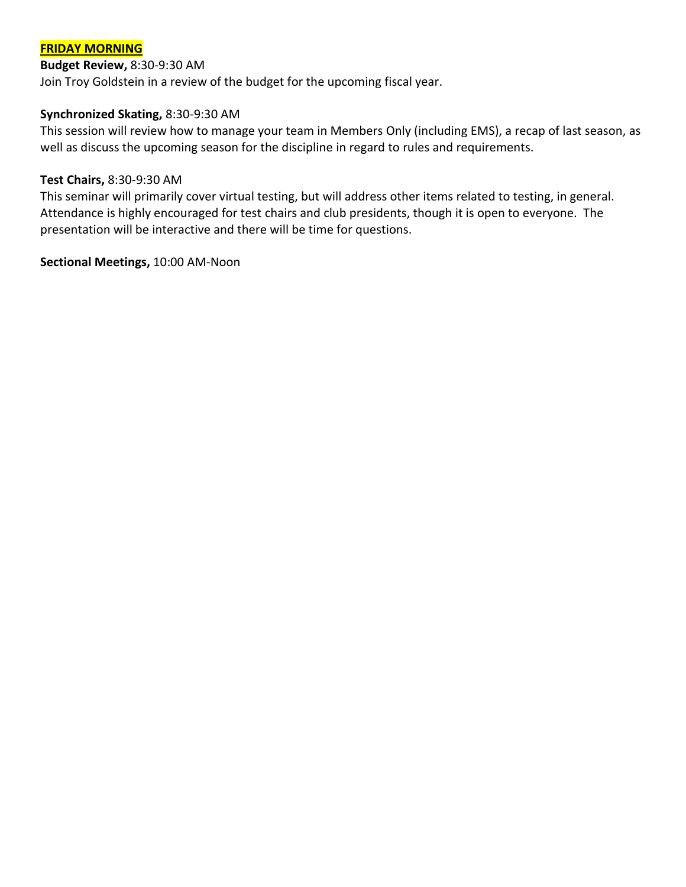**FRIDAY MORNING**

**Budget Review,** 8:30-9:30 AM
Join Troy Goldstein in a review of the budget for the upcoming fiscal year.

**Synchronized Skating,** 8:30-9:30 AM
This session will review how to manage your team in Members Only (including EMS), a recap of last season, as well as discuss the upcoming season for the discipline in regard to rules and requirements.

**Test Chairs,** 8:30-9:30 AM
This seminar will primarily cover virtual testing, but will address other items related to testing, in general. Attendance is highly encouraged for test chairs and club presidents, though it is open to everyone. The presentation will be interactive and there will be time for questions.

**Sectional Meetings,** 10:00 AM-Noon